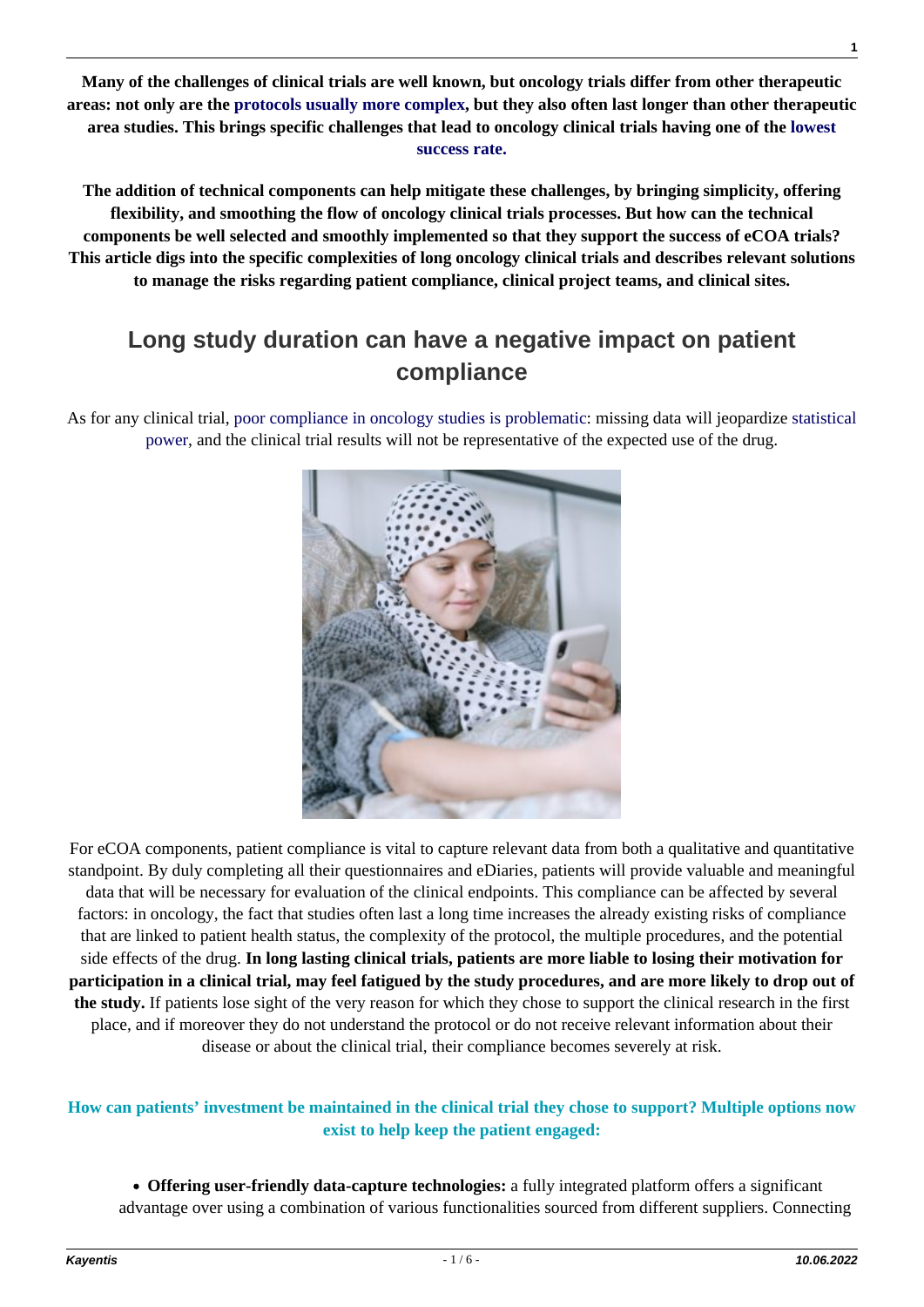**Many of the challenges of clinical trials are well known, but oncology trials differ from other therapeutic areas: not only are the protocols usually more complex, but they also often last longer than other therapeutic area studies. This brings specific challenges that lead to oncology clinical trials having one of the lowest success rate.**

**The addition of technical components can help mitigate these challenges, by bringing simplicity, offering flexibility, and smoothing the flow of oncology clinical trials processes. But how can the technical components be well selected and smoothly implemented so that they support the success of eCOA trials? This article digs into the specific complexities of long oncology clinical trials and describes relevant solutions to manage the risks regarding patient compliance, clinical project teams, and clinical sites.**

## Long study duration can have a negative impact on patient compliance

As for any clinical trial, poor compliance in oncology studies is problematic: missing data will jeopardize statistical power, and the clinical trial results will not be representative of the expected use of the drug.

For eCOA components, patient compliance is vital to capture relevant data from both a qualitative and quantitative standpoint. By duly completing all their questionnaires and eDiaries, patients will provide valuable and meaningful data that will be necessary for evaluation of the clinical endpoints. This compliance can be affected by several factors: in oncology, the fact that studies often last a long time increases the already existing risks of compliance that are linked to patient health status, the complexity of the protocol, the multiple procedures, and the potential side effects of the drug. **In long lasting clinical trials, patients are more liable to losing their motivation for participation in a clinical trial, may feel fatigued by the study procedures, and are more likely to drop out of the study.** If patients lose sight of the very reason for which they chose to support the clinical research in the first place, and if moreover they do not understand the protocol or do not receive relevant information about their disease or about the clinical trial, their compliance becomes severely at risk.

**How can patients' investment be maintained in the clinical trial they chose to support? Multiple options now exist to help keep the patient engaged:**

- **Offering user-friendly data-capture technologies:** a fully integrated platform offers a significant advantage over using a combination of various functionalities sourced from different suppliers. Connecting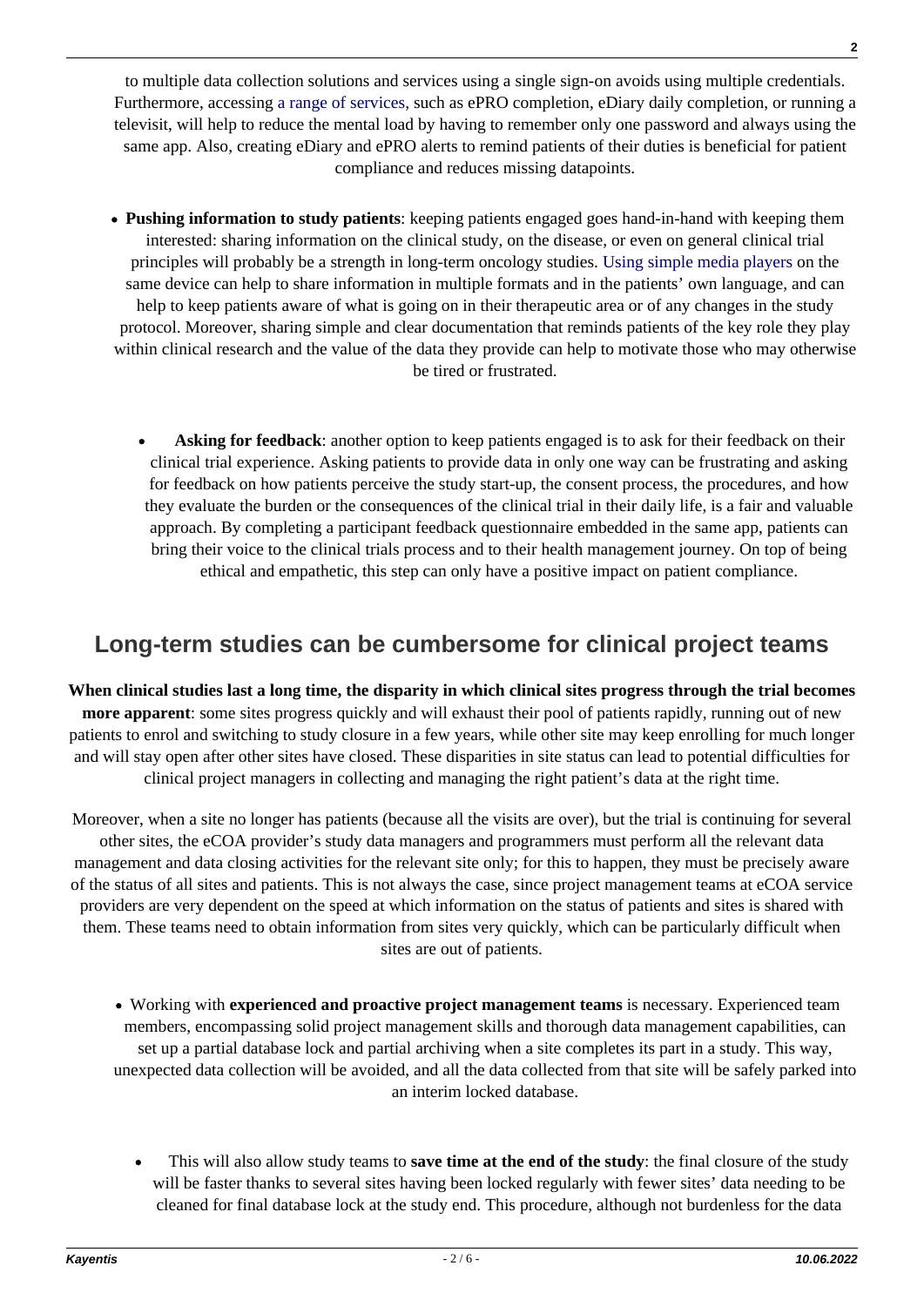to multiple data collection solutions and services using a single sign-on avoids using multiple credentials. Furthermore, accessing a range of services, such as ePRO completion, eDiary daily completion, or running a televisit, will help to reduce the mental load by having to remember only one password and always using the same app. Also, creating eDiary and ePRO alerts to remind patients of their duties is beneficial for patient compliance and reduces missing datapoints.

- **Pushing information to study patients**: keeping patients engaged goes hand-in-hand with keeping them interested: sharing information on the clinical study, on the disease, or even on general clinical trial principles will probably be a strength in long-term oncology studies. Using simple media players on the same device can help to share information in multiple formats and in the patients' own language, and can help to keep patients aware of what is going on in their therapeutic area or of any changes in the study protocol. Moreover, sharing simple and clear documentation that reminds patients of the key role they play within clinical research and the value of the data they provide can help to motivate those who may otherwise be tired or frustrated.

- **Asking for feedback**: another option to keep patients engaged is to ask for their feedback on their clinical trial experience. Asking patients to provide data in only one way can be frustrating and asking for feedback on how patients perceive the study start-up, the consent process, the procedures, and how they evaluate the burden or the consequences of the clinical trial in their daily life, is a fair and valuable approach. By completing a participant feedback questionnaire embedded in the same app, patients can bring their voice to the clinical trials process and to their health management journey. On top of being ethical and empathetic, this step can only have a positive impact on patient compliance.

## Long-term studies can be cumbersome for clinical project teams

**When clinical studies last a long time, the disparity in which clinical sites progress through the trial becomes more apparent**: some sites progress quickly and will exhaust their pool of patients rapidly, running out of new patients to enrol and switching to study closure in a few years, while other site may keep enrolling for much longer and will stay open after other sites have closed. These disparities in site status can lead to potential difficulties for clinical project managers in collecting and managing the right patient's data at the right time.

Moreover, when a site no longer has patients (because all the visits are over), but the trial is continuing for several other sites, the eCOA provider's study data managers and programmers must perform all the relevant data management and data closing activities for the relevant site only; for this to happen, they must be precisely aware of the status of all sites and patients. This is not always the case, since project management teams at eCOA service providers are very dependent on the speed at which information on the status of patients and sites is shared with them. These teams need to obtain information from sites very quickly, which can be particularly difficult when sites are out of patients.

- Working with **experienced and proactive project management teams** is necessary. Experienced team members, encompassing solid project management skills and thorough data management capabilities, can set up a partial database lock and partial archiving when a site completes its part in a study. This way, unexpected data collection will be avoided, and all the data collected from that site will be safely parked into an interim locked database.

- This will also allow study teams to **save time at the end of the study**: the final closure of the study will be faster thanks to several sites having been locked regularly with fewer sites' data needing to be cleaned for final database lock at the study end. This procedure, although not burdenless for the data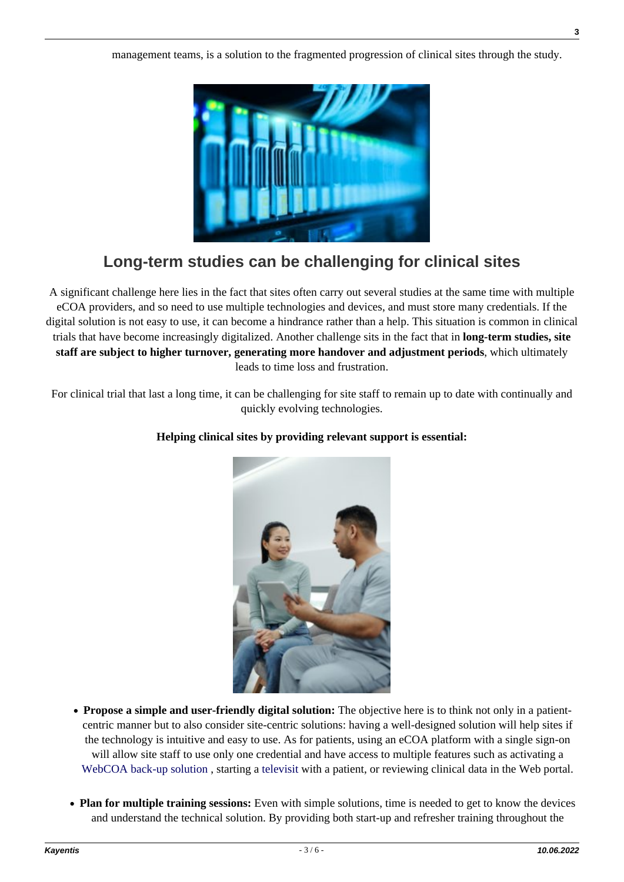management teams, is a solution to the fragmented progression of clinical sites through the study.

## Long-term studies can be challenging for clinical sites

A significant challenge here lies in the fact that sites often carry out several studies at the same time with multiple eCOA providers, and so need to use multiple technologies and devices, and must store many credentials. If the digital solution is not easy to use, it can become a hindrance rather than a help. This situation is common in clinical trials that have become increasingly digitalized. Another challenge sits in the fact that in **long-term studies, site staff are subject to higher turnover, generating more handover and adjustment periods**, which ultimately leads to time loss and frustration.

For clinical trial that last a long time, it can be challenging for site staff to remain up to date with continually and quickly evolving technologies.

**Helping clinical sites by providing relevant support is essential:**

- **Propose a simple and user-friendly digital solution:** The objective here is to think not only in a patient-centric manner but to also consider site-centric solutions: having a well-designed solution will help sites if the technology is intuitive and easy to use. As for patients, using an eCOA platform with a single sign-on will allow site staff to use only one credential and have access to multiple features such as activating a WebCOA back-up solution , starting a televisit with a patient, or reviewing clinical data in the Web portal.
- **Plan for multiple training sessions:** Even with simple solutions, time is needed to get to know the devices and understand the technical solution. By providing both start-up and refresher training throughout the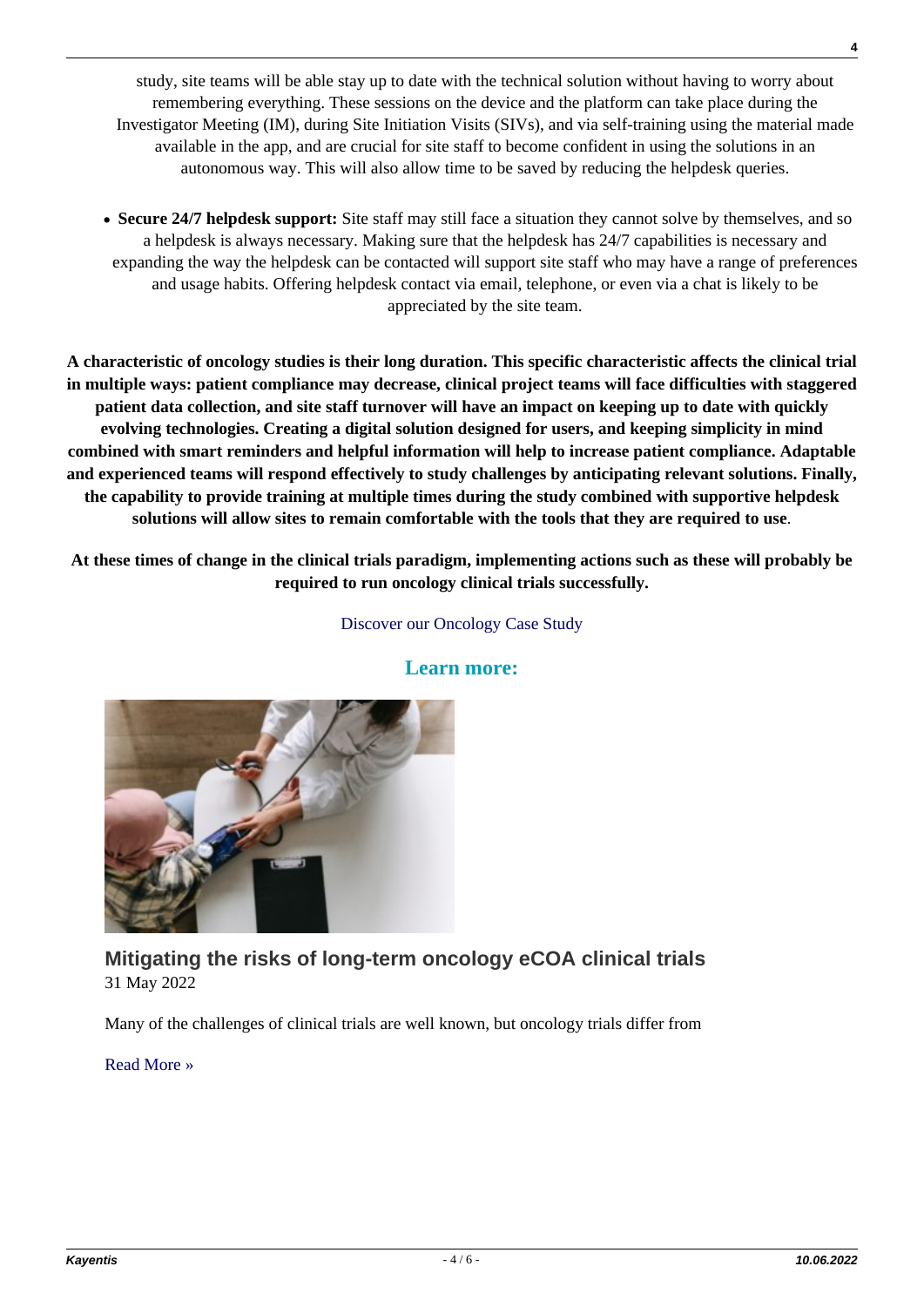study, site teams will be able stay up to date with the technical solution without having to worry about remembering everything. These sessions on the device and the platform can take place during the Investigator Meeting (IM), during Site Initiation Visits (SIVs), and via self-training using the material made available in the app, and are crucial for site staff to become confident in using the solutions in an autonomous way. This will also allow time to be saved by reducing the helpdesk queries.

- **Secure 24/7 helpdesk support:** Site staff may still face a situation they cannot solve by themselves, and so a helpdesk is always necessary. Making sure that the helpdesk has 24/7 capabilities is necessary and expanding the way the helpdesk can be contacted will support site staff who may have a range of preferences and usage habits. Offering helpdesk contact via email, telephone, or even via a chat is likely to be appreciated by the site team.

**A characteristic of oncology studies is their long duration. This specific characteristic affects the clinical trial in multiple ways: patient compliance may decrease, clinical project teams will face difficulties with staggered patient data collection, and site staff turnover will have an impact on keeping up to date with quickly evolving technologies. Creating a digital solution designed for users, and keeping simplicity in mind combined with smart reminders and helpful information will help to increase patient compliance. Adaptable and experienced teams will respond effectively to study challenges by anticipating relevant solutions. Finally, the capability to provide training at multiple times during the study combined with supportive helpdesk solutions will allow sites to remain comfortable with the tools that they are required to use**.

**At these times of change in the clinical trials paradigm, implementing actions such as these will probably be required to run oncology clinical trials successfully.**

Discover our Oncology Case Study

## Learn more:

### Mitigating the risks of long-term oncology eCOA clinical trials

31 May 2022

Many of the challenges of clinical trials are well known, but oncology trials differ from

Read More »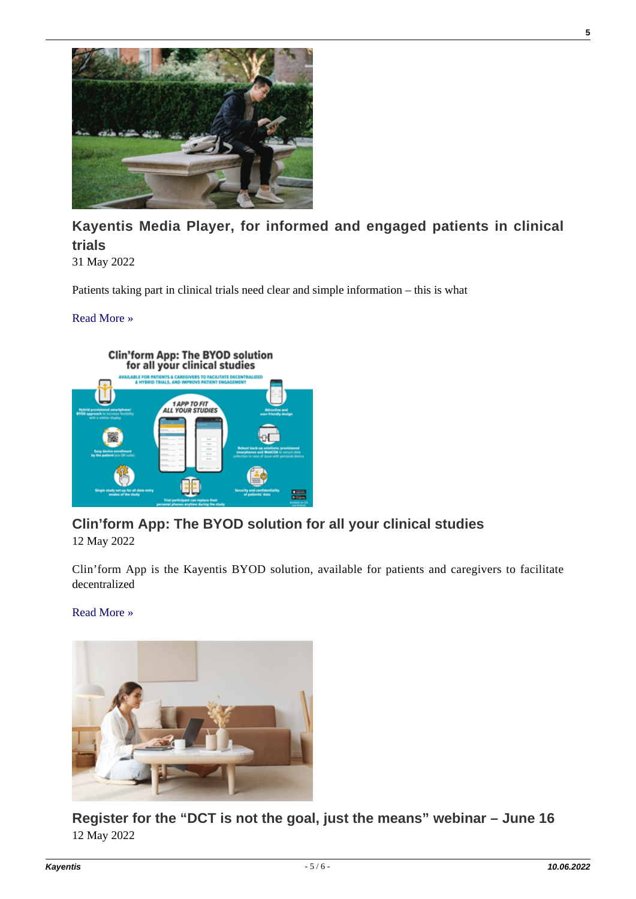## Kayentis Media Player, for informed and engaged patients in clinical trials

31 May 2022

Patients taking part in clinical trials need clear and simple information – this is what

Read More »

## Clin'form App: The BYOD solution for all your clinical studies

12 May 2022

Clin'form App is the Kayentis BYOD solution, available for patients and caregivers to facilitate decentralized

Read More »

## Register for the "DCT is not the goal, just the means" webinar – June 16

12 May 2022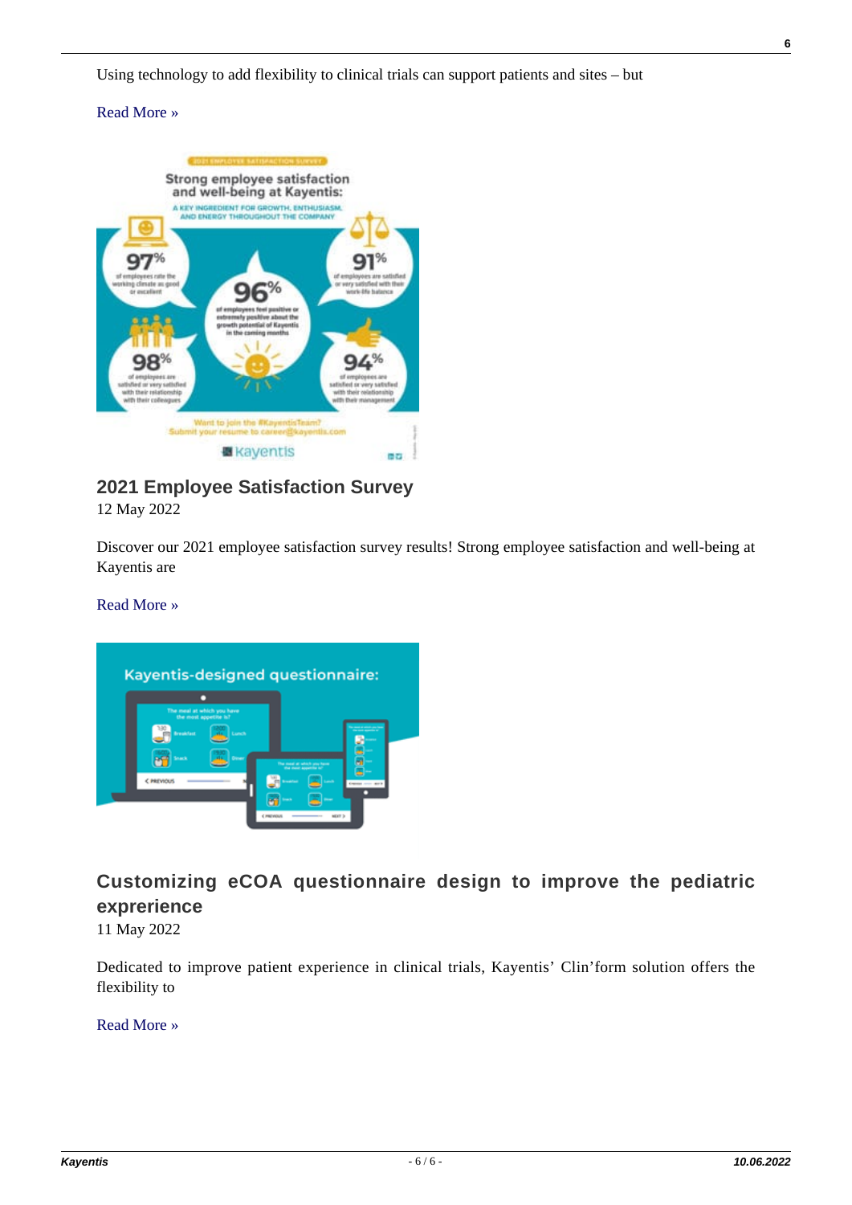Using technology to add flexibility to clinical trials can support patients and sites – but

Read More »

## 2021 Employee Satisfaction Survey

12 May 2022

Discover our 2021 employee satisfaction survey results! Strong employee satisfaction and well-being at Kayentis are

Read More »

## Customizing eCOA questionnaire design to improve the pediatric exprerience

11 May 2022

Dedicated to improve patient experience in clinical trials, Kayentis' Clin'form solution offers the flexibility to

Read More »